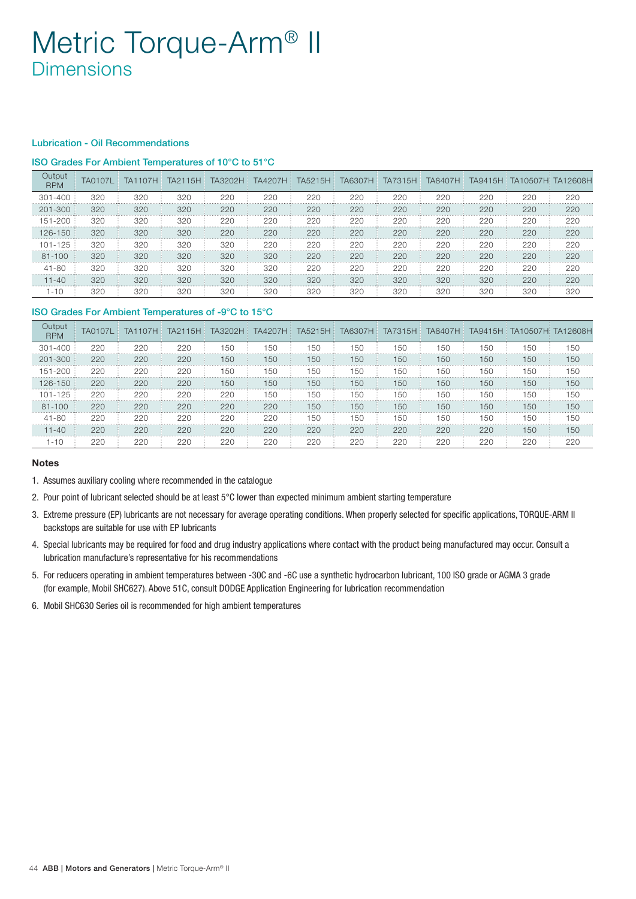# Metric Torque-Arm® II

## Dimensions

### Lubrication - Oil Recommendations

#### ISO Grades For Ambient Temperatures of 10°C to 51°C

| Output RPM | TA0107L | TA1107H | TA2115H | TA3202H | TA4207H | TA5215H | TA6307H | TA7315H | TA8407H | TA9415H | TA10507H | TA12608H |
|---|---|---|---|---|---|---|---|---|---|---|---|---|
| 301-400 | 320 | 320 | 320 | 220 | 220 | 220 | 220 | 220 | 220 | 220 | 220 | 220 |
| 201-300 | 320 | 320 | 320 | 220 | 220 | 220 | 220 | 220 | 220 | 220 | 220 | 220 |
| 151-200 | 320 | 320 | 320 | 220 | 220 | 220 | 220 | 220 | 220 | 220 | 220 | 220 |
| 126-150 | 320 | 320 | 320 | 220 | 220 | 220 | 220 | 220 | 220 | 220 | 220 | 220 |
| 101-125 | 320 | 320 | 320 | 320 | 220 | 220 | 220 | 220 | 220 | 220 | 220 | 220 |
| 81-100 | 320 | 320 | 320 | 320 | 320 | 220 | 220 | 220 | 220 | 220 | 220 | 220 |
| 41-80 | 320 | 320 | 320 | 320 | 320 | 220 | 220 | 220 | 220 | 220 | 220 | 220 |
| 11-40 | 320 | 320 | 320 | 320 | 320 | 320 | 320 | 320 | 320 | 320 | 220 | 220 |
| 1-10 | 320 | 320 | 320 | 320 | 320 | 320 | 320 | 320 | 320 | 320 | 320 | 320 |

#### ISO Grades For Ambient Temperatures of -9°C to 15°C

| Output RPM | TA0107L | TA1107H | TA2115H | TA3202H | TA4207H | TA5215H | TA6307H | TA7315H | TA8407H | TA9415H | TA10507H | TA12608H |
|---|---|---|---|---|---|---|---|---|---|---|---|---|
| 301-400 | 220 | 220 | 220 | 150 | 150 | 150 | 150 | 150 | 150 | 150 | 150 | 150 |
| 201-300 | 220 | 220 | 220 | 150 | 150 | 150 | 150 | 150 | 150 | 150 | 150 | 150 |
| 151-200 | 220 | 220 | 220 | 150 | 150 | 150 | 150 | 150 | 150 | 150 | 150 | 150 |
| 126-150 | 220 | 220 | 220 | 150 | 150 | 150 | 150 | 150 | 150 | 150 | 150 | 150 |
| 101-125 | 220 | 220 | 220 | 220 | 150 | 150 | 150 | 150 | 150 | 150 | 150 | 150 |
| 81-100 | 220 | 220 | 220 | 220 | 220 | 150 | 150 | 150 | 150 | 150 | 150 | 150 |
| 41-80 | 220 | 220 | 220 | 220 | 220 | 150 | 150 | 150 | 150 | 150 | 150 | 150 |
| 11-40 | 220 | 220 | 220 | 220 | 220 | 220 | 220 | 220 | 220 | 220 | 150 | 150 |
| 1-10 | 220 | 220 | 220 | 220 | 220 | 220 | 220 | 220 | 220 | 220 | 220 | 220 |

**Notes**

1. Assumes auxiliary cooling where recommended in the catalogue
2. Pour point of lubricant selected should be at least 5°C lower than expected minimum ambient starting temperature
3. Extreme pressure (EP) lubricants are not necessary for average operating conditions. When properly selected for specific applications, TORQUE-ARM II backstops are suitable for use with EP lubricants
4. Special lubricants may be required for food and drug industry applications where contact with the product being manufactured may occur. Consult a lubrication manufacture's representative for his recommendations
5. For reducers operating in ambient temperatures between -30C and -6C use a synthetic hydrocarbon lubricant, 100 ISO grade or AGMA 3 grade (for example, Mobil SHC627). Above 51C, consult DODGE Application Engineering for lubrication recommendation
6. Mobil SHC630 Series oil is recommended for high ambient temperatures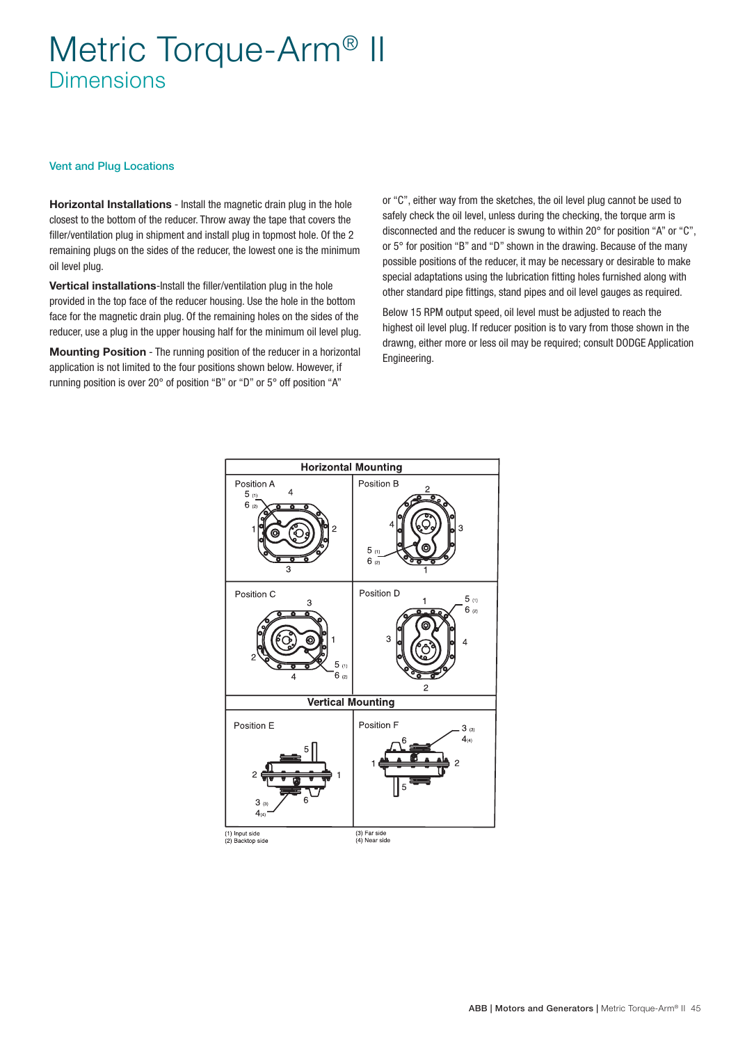# Metric Torque-Arm® II

## Dimensions

### Vent and Plug Locations

**Horizontal Installations** - Install the magnetic drain plug in the hole closest to the bottom of the reducer. Throw away the tape that covers the filler/ventilation plug in shipment and install plug in topmost hole. Of the 2 remaining plugs on the sides of the reducer, the lowest one is the minimum oil level plug.

**Vertical installations**-Install the filler/ventilation plug in the hole provided in the top face of the reducer housing. Use the hole in the bottom face for the magnetic drain plug. Of the remaining holes on the sides of the reducer, use a plug in the upper housing half for the minimum oil level plug.

**Mounting Position** - The running position of the reducer in a horizontal application is not limited to the four positions shown below. However, if running position is over 20° of position “B” or “D” or 5° off position “A” or “C”, either way from the sketches, the oil level plug cannot be used to safely check the oil level, unless during the checking, the torque arm is disconnected and the reducer is swung to within 20° for position “A” or “C”, or 5° for position “B” and “D” shown in the drawing. Because of the many possible positions of the reducer, it may be necessary or desirable to make special adaptations using the lubrication fitting holes furnished along with other standard pipe fittings, stand pipes and oil level gauges as required.

Below 15 RPM output speed, oil level must be adjusted to reach the highest oil level plug. If reducer position is to vary from those shown in the drawng, either more or less oil may be required; consult DODGE Application Engineering.

**Horizontal Mounting**

Position A — 1, 2, 3, 4, 5 (1), 6 (2)

Position B — 1, 2, 3, 4, 5 (1), 6 (2)

Position C — 1, 2, 3, 4, 5 (1), 6 (2)

Position D — 1, 2, 3, 4, 5 (1), 6 (2)

**Vertical Mounting**

Position E — 1, 2, 3 (3), 4 (4), 5, 6

Position F — 1, 2, 3 (3), 4 (4), 5, 6

(1) Input side
(2) Backtop side
(3) Far side
(4) Near side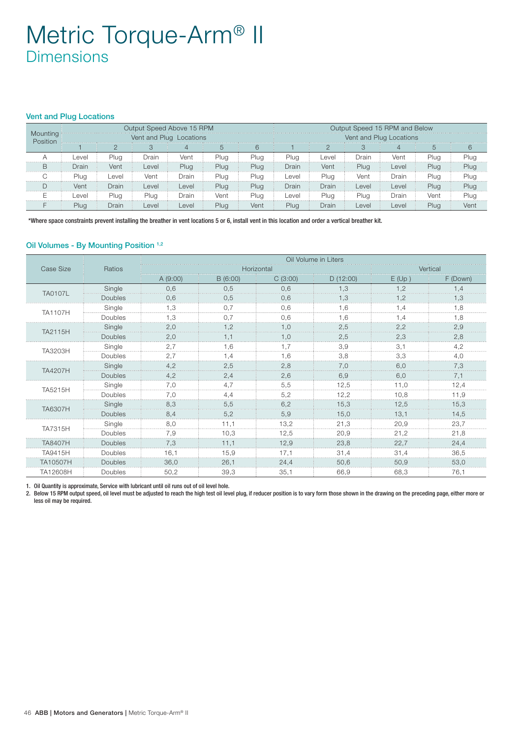# Metric Torque-Arm® II

## Dimensions

### Vent and Plug Locations

| Mounting Position | Output Speed Above 15 RPM Vent and Plug Locations | | | | | | Output Speed 15 RPM and Below Vent and Plug Locations | | | | | |
|---|---|---|---|---|---|---|---|---|---|---|---|---|
| | 1 | 2 | 3 | 4 | 5 | 6 | 1 | 2 | 3 | 4 | 5 | 6 |
| A | Level | Plug | Drain | Vent | Plug | Plug | Plug | Level | Drain | Vent | Plug | Plug |
| B | Drain | Vent | Level | Plug | Plug | Plug | Drain | Vent | Plug | Level | Plug | Plug |
| C | Plug | Level | Vent | Drain | Plug | Plug | Level | Plug | Vent | Drain | Plug | Plug |
| D | Vent | Drain | Level | Level | Plug | Plug | Drain | Drain | Level | Level | Plug | Plug |
| E | Level | Plug | Plug | Drain | Vent | Plug | Level | Plug | Plug | Drain | Vent | Plug |
| F | Plug | Drain | Level | Level | Plug | Vent | Plug | Drain | Level | Level | Plug | Vent |

*Where space constraints prevent installing the breather in vent locations 5 or 6, install vent in this location and order a vertical breather kit.

### Oil Volumes - By Mounting Position [1,2]

| Case Size | Ratios | Oil Volume in Liters | | | | | |
|---|---|---|---|---|---|---|---|
| | | Horizontal | | | | Vertical | |
| | | A (9:00) | B (6:00) | C (3:00) | D (12:00) | E (Up ) | F (Down) |
| TA0107L | Single | 0,6 | 0,5 | 0,6 | 1,3 | 1,2 | 1,4 |
| | Doubles | 0,6 | 0,5 | 0,6 | 1,3 | 1,2 | 1,3 |
| TA1107H | Single | 1,3 | 0,7 | 0,6 | 1,6 | 1,4 | 1,8 |
| | Doubles | 1,3 | 0,7 | 0,6 | 1,6 | 1,4 | 1,8 |
| TA2115H | Single | 2,0 | 1,2 | 1,0 | 2,5 | 2,2 | 2,9 |
| | Doubles | 2,0 | 1,1 | 1,0 | 2,5 | 2,3 | 2,8 |
| TA3203H | Single | 2,7 | 1,6 | 1,7 | 3,9 | 3,1 | 4,2 |
| | Doubles | 2,7 | 1,4 | 1,6 | 3,8 | 3,3 | 4,0 |
| TA4207H | Single | 4,2 | 2,5 | 2,8 | 7,0 | 6,0 | 7,3 |
| | Doubles | 4,2 | 2,4 | 2,6 | 6,9 | 6,0 | 7,1 |
| TA5215H | Single | 7,0 | 4,7 | 5,5 | 12,5 | 11,0 | 12,4 |
| | Doubles | 7,0 | 4,4 | 5,2 | 12,2 | 10,8 | 11,9 |
| TA6307H | Single | 8,3 | 5,5 | 6,2 | 15,3 | 12,5 | 15,3 |
| | Doubles | 8,4 | 5,2 | 5,9 | 15,0 | 13,1 | 14,5 |
| TA7315H | Single | 8,0 | 11,1 | 13,2 | 21,3 | 20,9 | 23,7 |
| | Doubles | 7,9 | 10,3 | 12,5 | 20,9 | 21,2 | 21,8 |
| TA8407H | Doubles | 7,3 | 11,1 | 12,9 | 23,8 | 22,7 | 24,4 |
| TA9415H | Doubles | 16,1 | 15,9 | 17,1 | 31,4 | 31,4 | 36,5 |
| TA10507H | Doubles | 36,0 | 26,1 | 24,4 | 50,6 | 50,9 | 53,0 |
| TA12608H | Doubles | 50,2 | 39,3 | 35,1 | 66,9 | 68,3 | 76,1 |

1. Oil Quantity is approximate, Service with lubricant until oil runs out of oil level hole.
2. Below 15 RPM output speed, oil level must be adjusted to reach the high test oil level plug, if reducer position is to vary form those shown in the drawing on the preceding page, either more or less oil may be required.